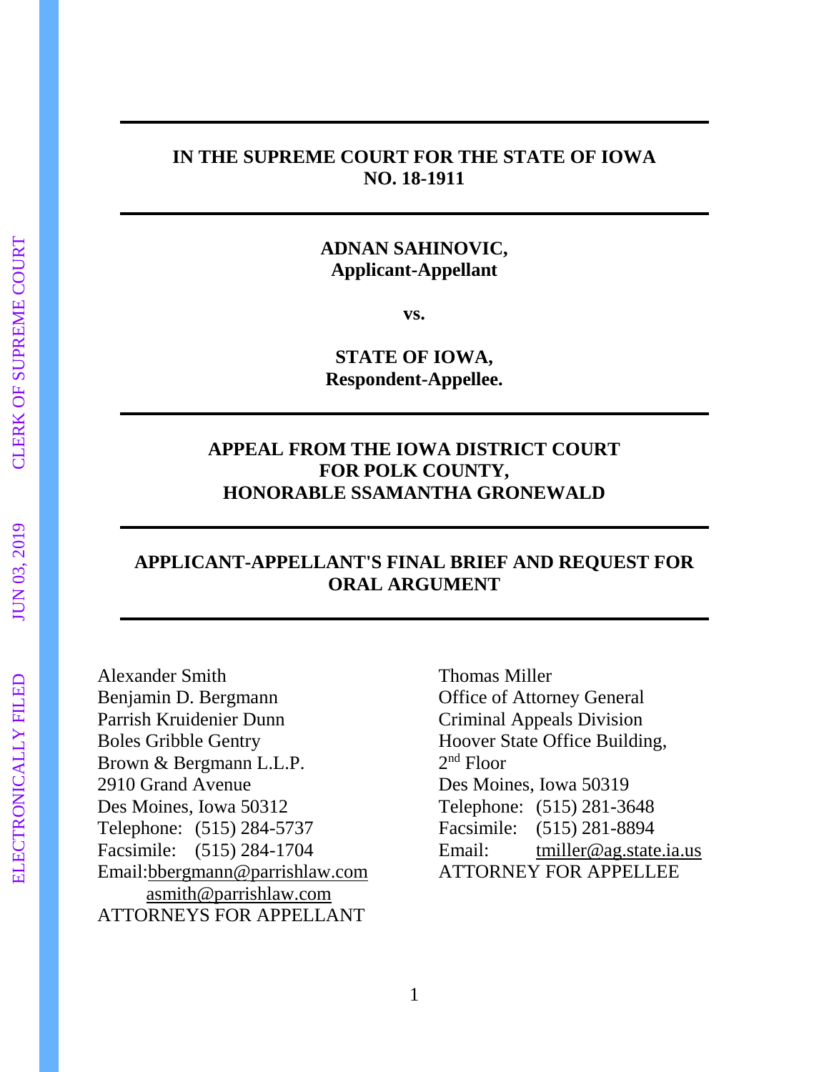**IN THE SUPREME COURT FOR THE STATE OF IOWA**
**NO. 18-1911**

---

**ADNAN SAHINOVIC,**
**Applicant-Appellant**

**vs.**

**STATE OF IOWA,**
**Respondent-Appellee.**

---

**APPEAL FROM THE IOWA DISTRICT COURT**
**FOR POLK COUNTY,**
**HONORABLE SSAMANTHA GRONEWALD**

---

**APPLICANT-APPELLANT'S FINAL BRIEF AND REQUEST FOR ORAL ARGUMENT**

---

Alexander Smith
Benjamin D. Bergmann
Parrish Kruidenier Dunn
Boles Gribble Gentry
Brown & Bergmann L.L.P.
2910 Grand Avenue
Des Moines, Iowa 50312
Telephone: (515) 284-5737
Facsimile: (515) 284-1704
Email: bbergmann@parrishlaw.com
asmith@parrishlaw.com
ATTORNEYS FOR APPELLANT

Thomas Miller
Office of Attorney General
Criminal Appeals Division
Hoover State Office Building,
2nd Floor
Des Moines, Iowa 50319
Telephone: (515) 281-3648
Facsimile: (515) 281-8894
Email: tmiller@ag.state.ia.us
ATTORNEY FOR APPELLEE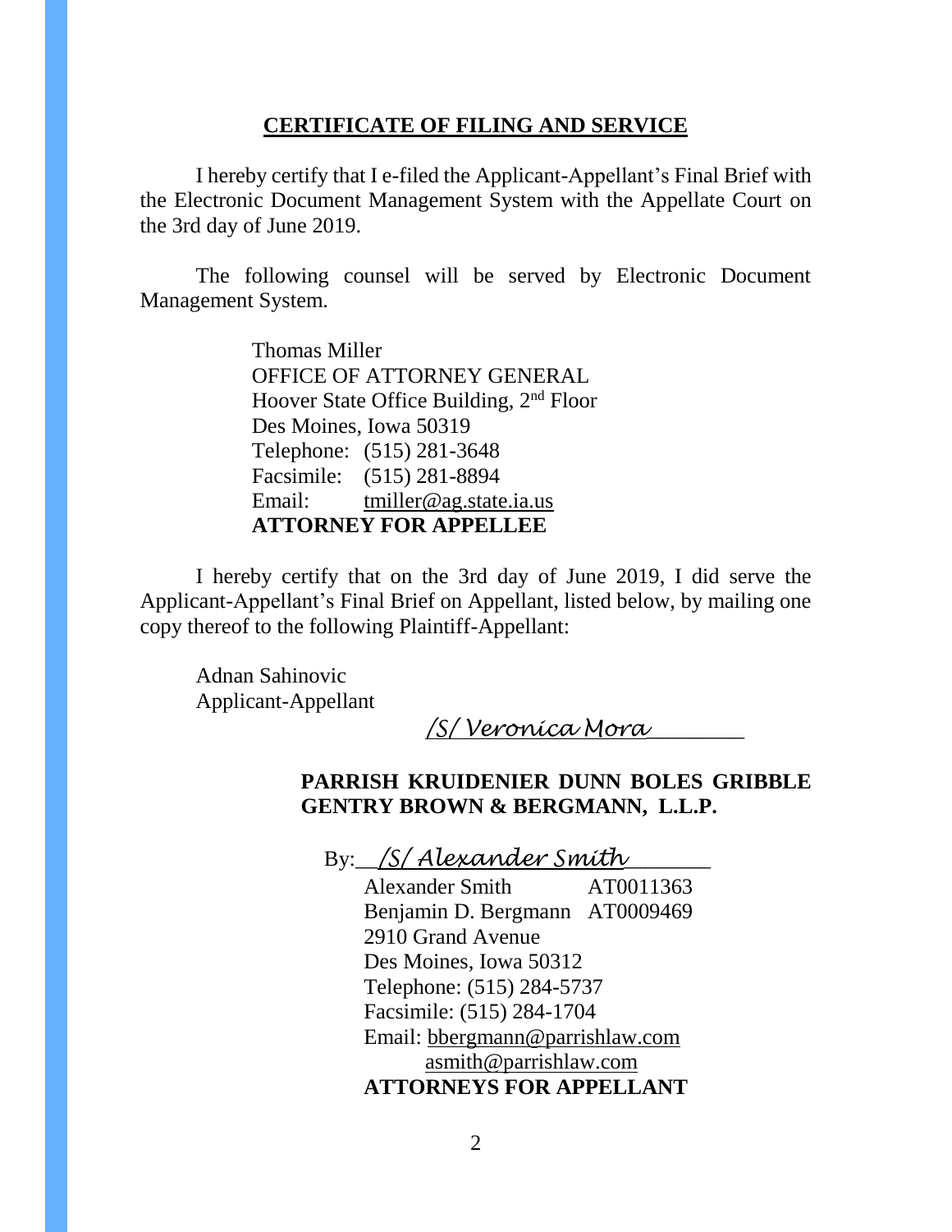## CERTIFICATE OF FILING AND SERVICE

I hereby certify that I e-filed the Applicant-Appellant's Final Brief with the Electronic Document Management System with the Appellate Court on the 3rd day of June 2019.

The following counsel will be served by Electronic Document Management System.

Thomas Miller
OFFICE OF ATTORNEY GENERAL
Hoover State Office Building, 2nd Floor
Des Moines, Iowa 50319
Telephone: (515) 281-3648
Facsimile: (515) 281-8894
Email: tmiller@ag.state.ia.us
**ATTORNEY FOR APPELLEE**

I hereby certify that on the 3rd day of June 2019, I did serve the Applicant-Appellant's Final Brief on Appellant, listed below, by mailing one copy thereof to the following Plaintiff-Appellant:

Adnan Sahinovic
Applicant-Appellant

*/S/ Veronica Mora*________

**PARRISH KRUIDENIER DUNN BOLES GRIBBLE GENTRY BROWN & BERGMANN, L.L.P.**

By:__*/S/ Alexander Smith*_______

Alexander Smith AT0011363
Benjamin D. Bergmann AT0009469
2910 Grand Avenue
Des Moines, Iowa 50312
Telephone: (515) 284-5737
Facsimile: (515) 284-1704
Email: bbergmann@parrishlaw.com
asmith@parrishlaw.com
**ATTORNEYS FOR APPELLANT**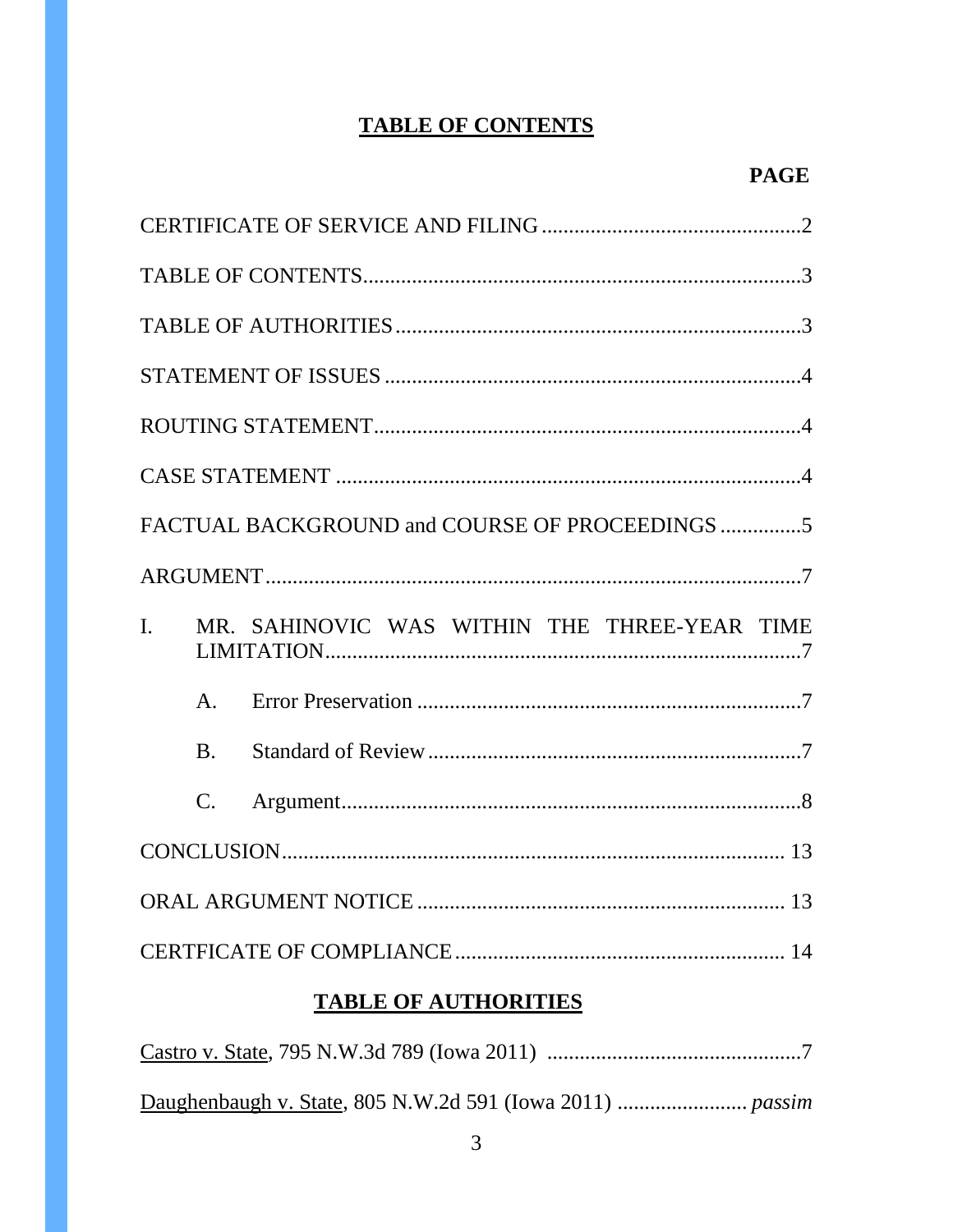## TABLE OF CONTENTS

**PAGE**

CERTIFICATE OF SERVICE AND FILING ................................................2

TABLE OF CONTENTS...............................................................................3

TABLE OF AUTHORITIES ..........................................................................3

STATEMENT OF ISSUES ............................................................................4

ROUTING STATEMENT..............................................................................4

CASE STATEMENT .....................................................................................4

FACTUAL BACKGROUND and COURSE OF PROCEEDINGS ...............5

ARGUMENT..................................................................................................7

I. MR. SAHINOVIC WAS WITHIN THE THREE-YEAR TIME LIMITATION........................................................................................7

   A. Error Preservation ......................................................................7

   B. Standard of Review .....................................................................7

   C. Argument.....................................................................................8

CONCLUSION............................................................................................ 13

ORAL ARGUMENT NOTICE ................................................................... 13

CERTFICATE OF COMPLIANCE ............................................................ 14

## TABLE OF AUTHORITIES

Castro v. State, 795 N.W.3d 789 (Iowa 2011) ...............................................7

Daughenbaugh v. State, 805 N.W.2d 591 (Iowa 2011) ....................... *passim*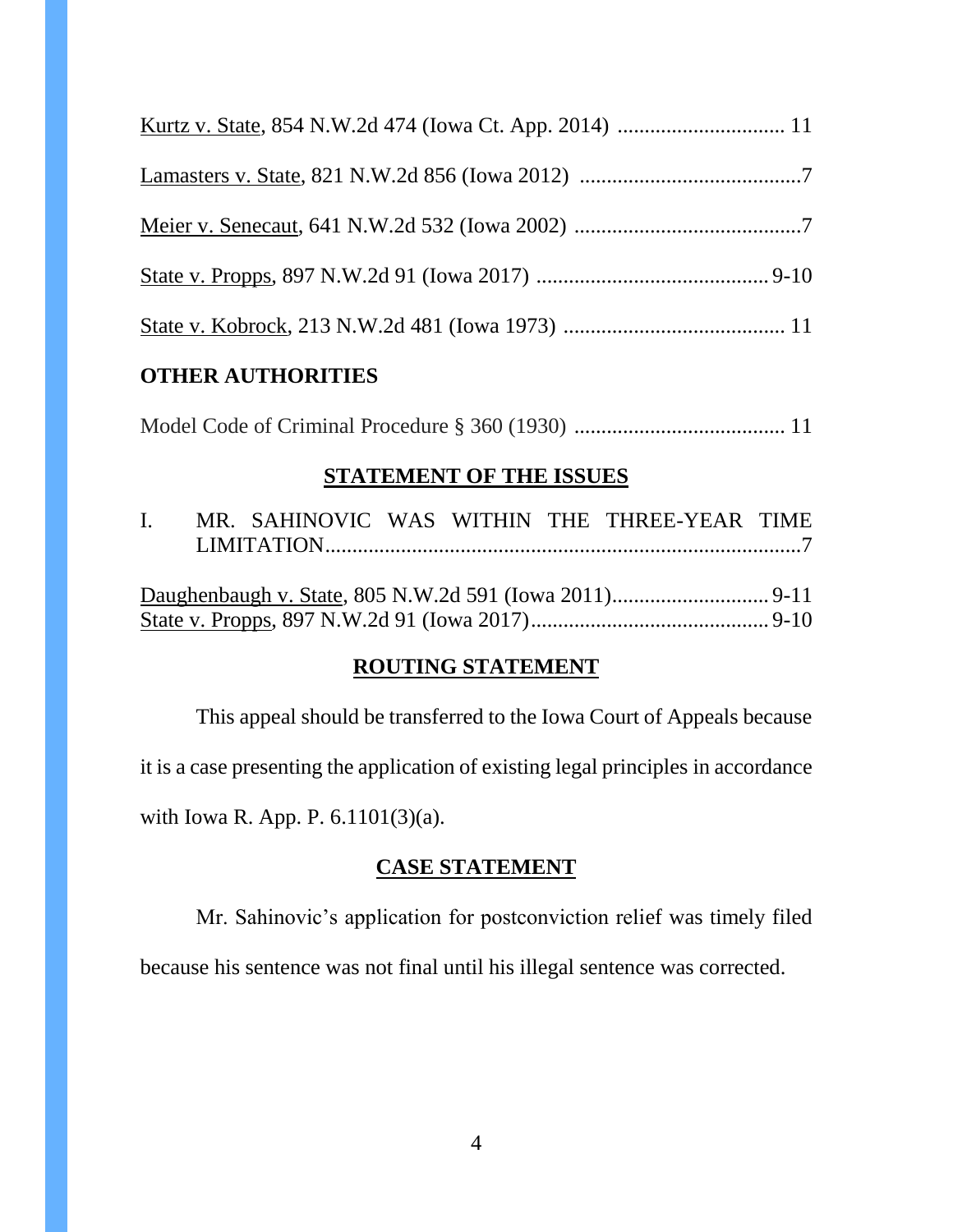Kurtz v. State, 854 N.W.2d 474 (Iowa Ct. App. 2014) ............................... 11

Lamasters v. State, 821 N.W.2d 856 (Iowa 2012) .........................................7

Meier v. Senecaut, 641 N.W.2d 532 (Iowa 2002) ..........................................7

State v. Propps, 897 N.W.2d 91 (Iowa 2017) ........................................... 9-10

State v. Kobrock, 213 N.W.2d 481 (Iowa 1973) ......................................... 11

**OTHER AUTHORITIES**

Model Code of Criminal Procedure § 360 (1930) ....................................... 11

## STATEMENT OF THE ISSUES

I. MR. SAHINOVIC WAS WITHIN THE THREE-YEAR TIME LIMITATION.........................................................................................7

Daughenbaugh v. State, 805 N.W.2d 591 (Iowa 2011)............................. 9-11
State v. Propps, 897 N.W.2d 91 (Iowa 2017)............................................ 9-10

## ROUTING STATEMENT

This appeal should be transferred to the Iowa Court of Appeals because it is a case presenting the application of existing legal principles in accordance with Iowa R. App. P. 6.1101(3)(a).

## CASE STATEMENT

Mr. Sahinovic's application for postconviction relief was timely filed because his sentence was not final until his illegal sentence was corrected.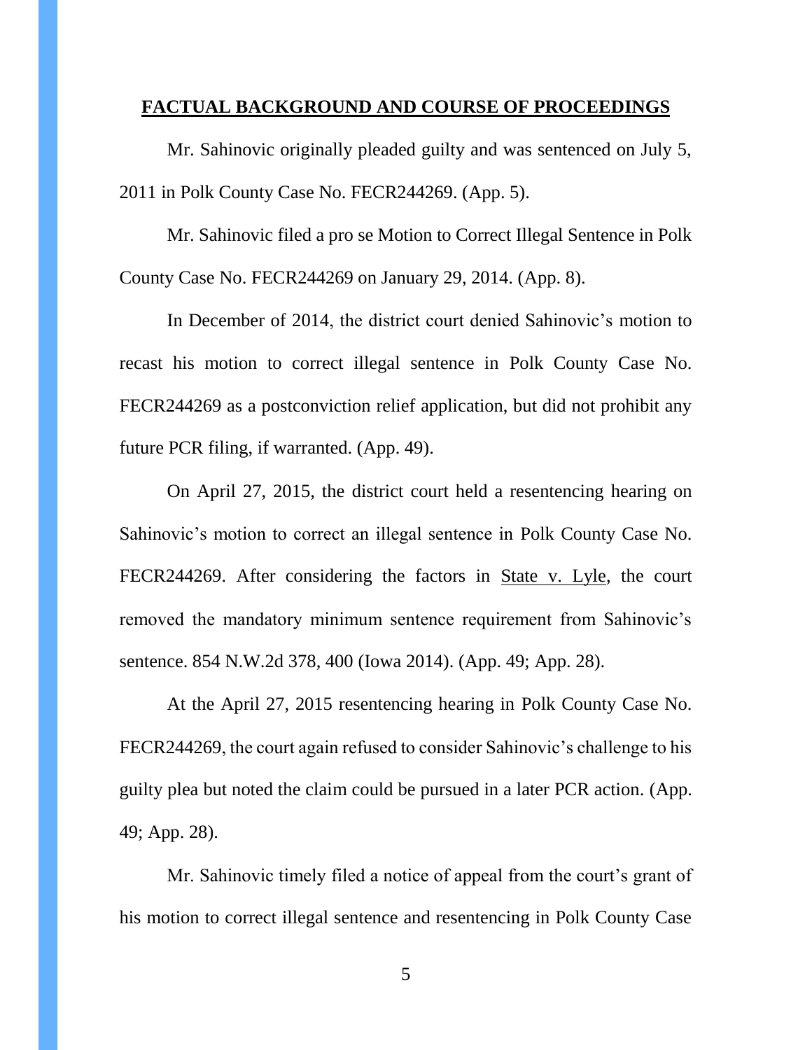## FACTUAL BACKGROUND AND COURSE OF PROCEEDINGS

Mr. Sahinovic originally pleaded guilty and was sentenced on July 5, 2011 in Polk County Case No. FECR244269. (App. 5).

Mr. Sahinovic filed a pro se Motion to Correct Illegal Sentence in Polk County Case No. FECR244269 on January 29, 2014. (App. 8).

In December of 2014, the district court denied Sahinovic's motion to recast his motion to correct illegal sentence in Polk County Case No. FECR244269 as a postconviction relief application, but did not prohibit any future PCR filing, if warranted. (App. 49).

On April 27, 2015, the district court held a resentencing hearing on Sahinovic's motion to correct an illegal sentence in Polk County Case No. FECR244269. After considering the factors in State v. Lyle, the court removed the mandatory minimum sentence requirement from Sahinovic's sentence. 854 N.W.2d 378, 400 (Iowa 2014). (App. 49; App. 28).

At the April 27, 2015 resentencing hearing in Polk County Case No. FECR244269, the court again refused to consider Sahinovic's challenge to his guilty plea but noted the claim could be pursued in a later PCR action. (App. 49; App. 28).

Mr. Sahinovic timely filed a notice of appeal from the court's grant of his motion to correct illegal sentence and resentencing in Polk County Case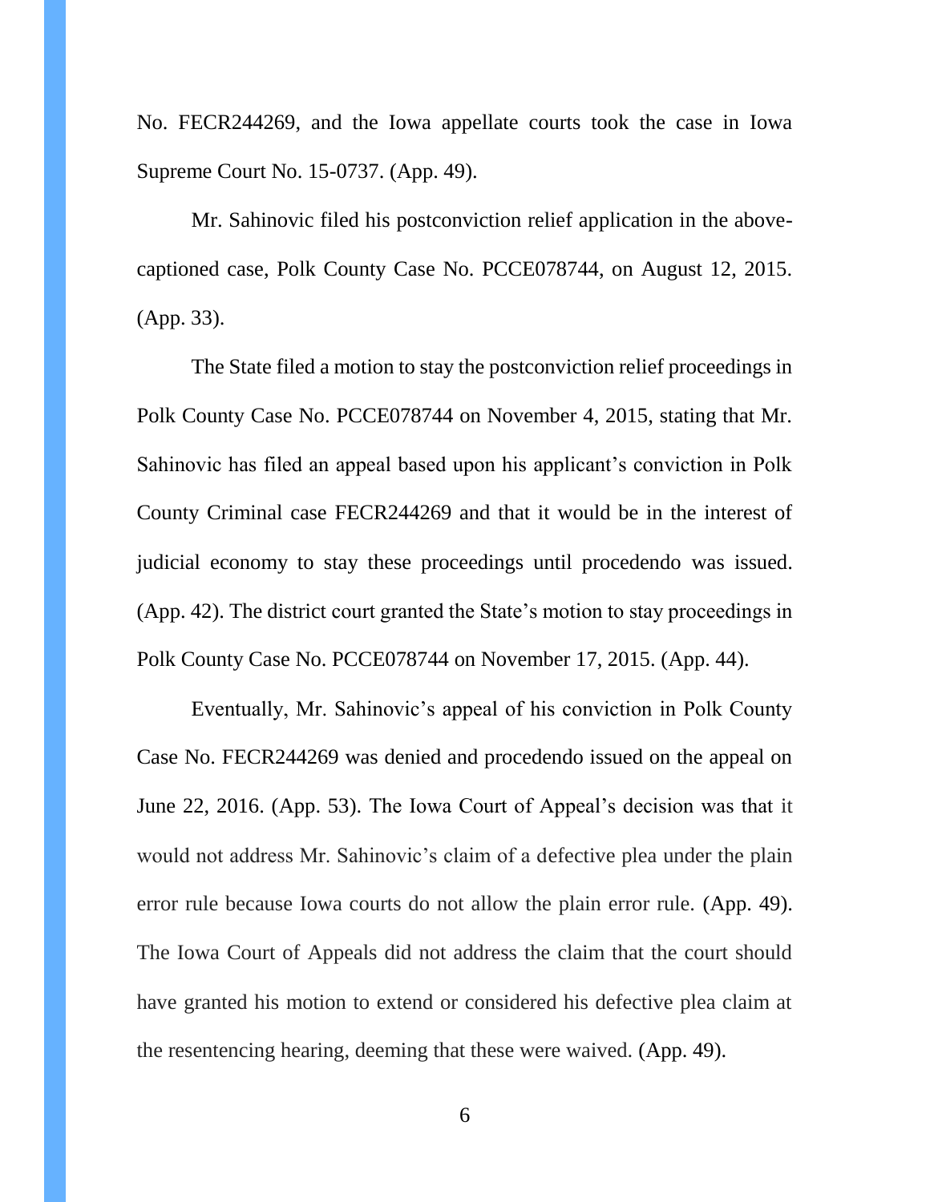No. FECR244269, and the Iowa appellate courts took the case in Iowa Supreme Court No. 15-0737. (App. 49).

Mr. Sahinovic filed his postconviction relief application in the above-captioned case, Polk County Case No. PCCE078744, on August 12, 2015. (App. 33).

The State filed a motion to stay the postconviction relief proceedings in Polk County Case No. PCCE078744 on November 4, 2015, stating that Mr. Sahinovic has filed an appeal based upon his applicant's conviction in Polk County Criminal case FECR244269 and that it would be in the interest of judicial economy to stay these proceedings until procedendo was issued. (App. 42). The district court granted the State's motion to stay proceedings in Polk County Case No. PCCE078744 on November 17, 2015. (App. 44).

Eventually, Mr. Sahinovic's appeal of his conviction in Polk County Case No. FECR244269 was denied and procedendo issued on the appeal on June 22, 2016. (App. 53). The Iowa Court of Appeal's decision was that it would not address Mr. Sahinovic's claim of a defective plea under the plain error rule because Iowa courts do not allow the plain error rule. (App. 49). The Iowa Court of Appeals did not address the claim that the court should have granted his motion to extend or considered his defective plea claim at the resentencing hearing, deeming that these were waived. (App. 49).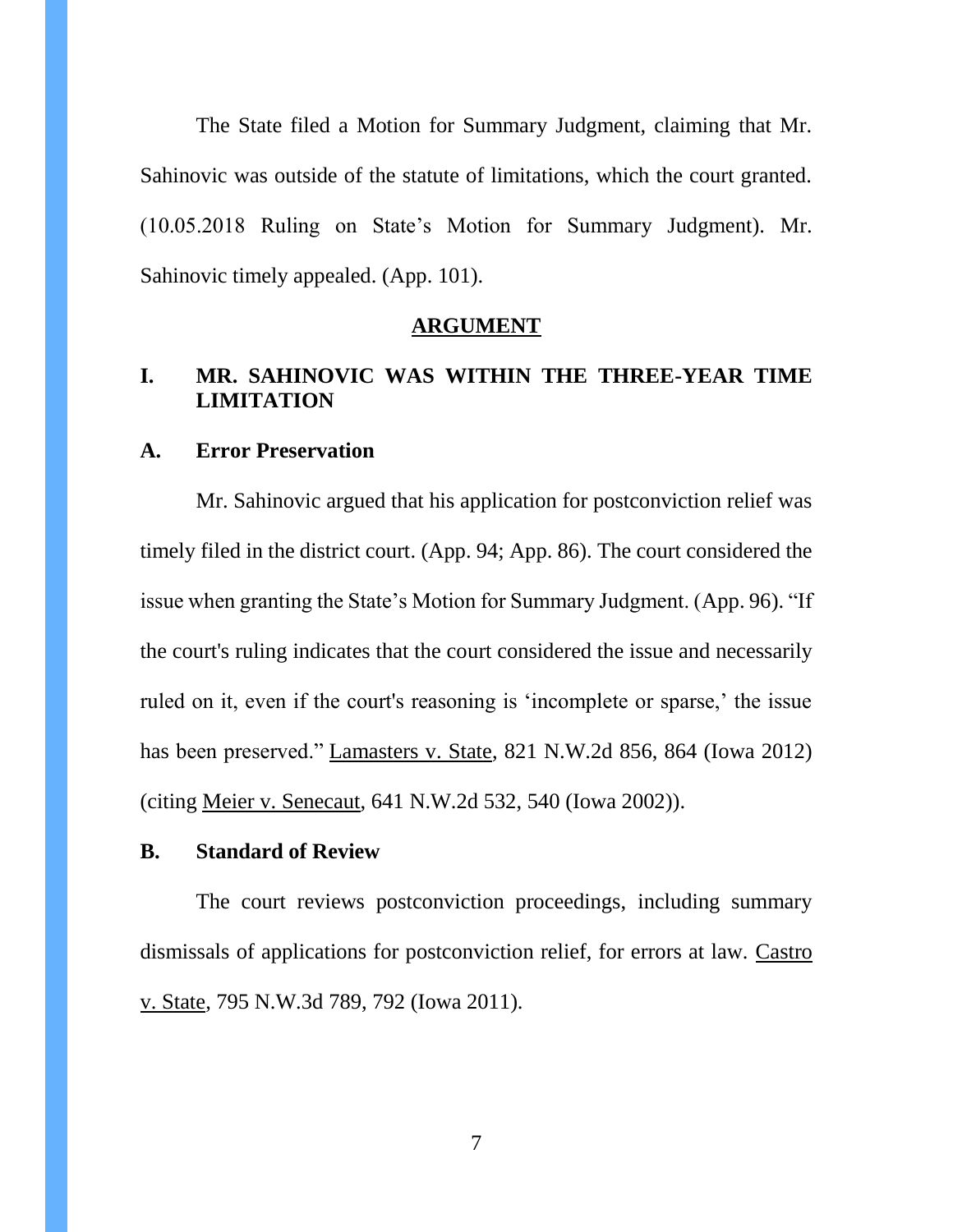The State filed a Motion for Summary Judgment, claiming that Mr. Sahinovic was outside of the statute of limitations, which the court granted. (10.05.2018 Ruling on State's Motion for Summary Judgment). Mr. Sahinovic timely appealed. (App. 101).

## ARGUMENT

## I. MR. SAHINOVIC WAS WITHIN THE THREE-YEAR TIME LIMITATION

### A. Error Preservation

Mr. Sahinovic argued that his application for postconviction relief was timely filed in the district court. (App. 94; App. 86). The court considered the issue when granting the State's Motion for Summary Judgment. (App. 96). "If the court's ruling indicates that the court considered the issue and necessarily ruled on it, even if the court's reasoning is 'incomplete or sparse,' the issue has been preserved." Lamasters v. State, 821 N.W.2d 856, 864 (Iowa 2012) (citing Meier v. Senecaut, 641 N.W.2d 532, 540 (Iowa 2002)).

### B. Standard of Review

The court reviews postconviction proceedings, including summary dismissals of applications for postconviction relief, for errors at law. Castro v. State, 795 N.W.3d 789, 792 (Iowa 2011).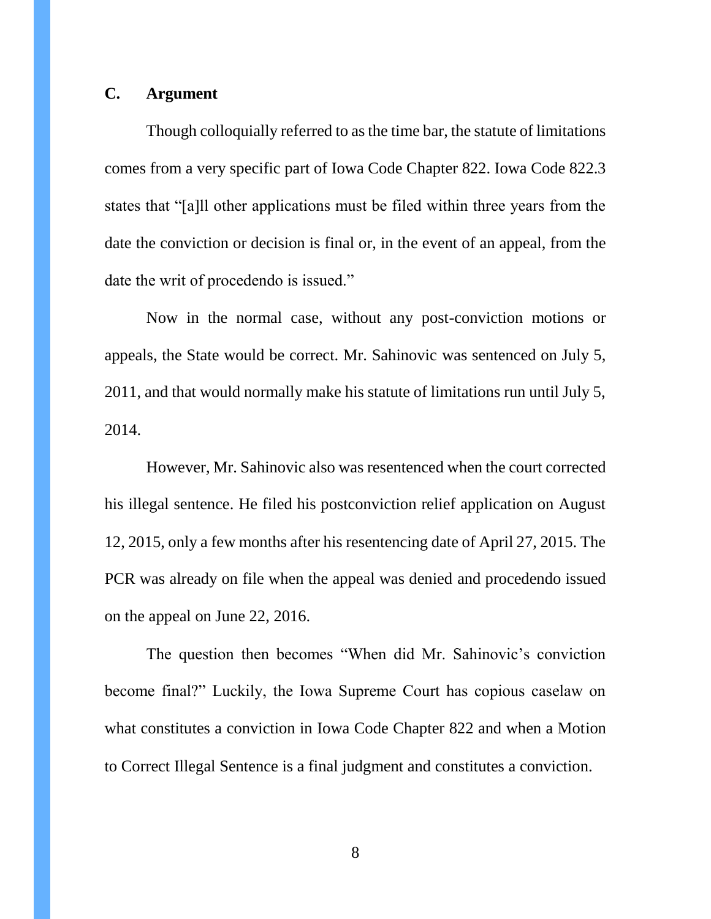## C. Argument

Though colloquially referred to as the time bar, the statute of limitations comes from a very specific part of Iowa Code Chapter 822. Iowa Code 822.3 states that "[a]ll other applications must be filed within three years from the date the conviction or decision is final or, in the event of an appeal, from the date the writ of procedendo is issued."

Now in the normal case, without any post-conviction motions or appeals, the State would be correct. Mr. Sahinovic was sentenced on July 5, 2011, and that would normally make his statute of limitations run until July 5, 2014.

However, Mr. Sahinovic also was resentenced when the court corrected his illegal sentence. He filed his postconviction relief application on August 12, 2015, only a few months after his resentencing date of April 27, 2015. The PCR was already on file when the appeal was denied and procedendo issued on the appeal on June 22, 2016.

The question then becomes "When did Mr. Sahinovic's conviction become final?" Luckily, the Iowa Supreme Court has copious caselaw on what constitutes a conviction in Iowa Code Chapter 822 and when a Motion to Correct Illegal Sentence is a final judgment and constitutes a conviction.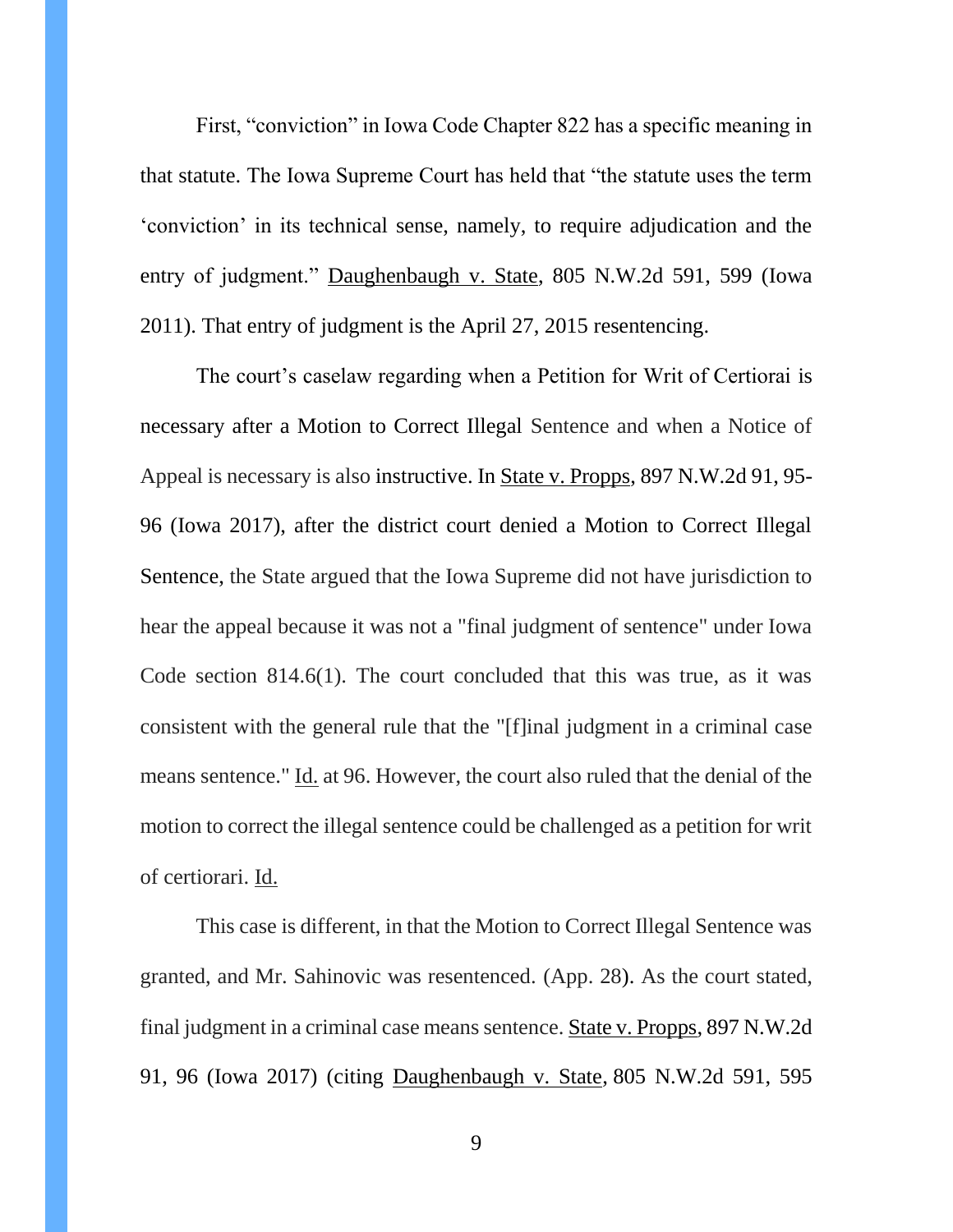First, "conviction" in Iowa Code Chapter 822 has a specific meaning in that statute. The Iowa Supreme Court has held that "the statute uses the term 'conviction' in its technical sense, namely, to require adjudication and the entry of judgment." Daughenbaugh v. State, 805 N.W.2d 591, 599 (Iowa 2011). That entry of judgment is the April 27, 2015 resentencing.

The court's caselaw regarding when a Petition for Writ of Certiorai is necessary after a Motion to Correct Illegal Sentence and when a Notice of Appeal is necessary is also instructive. In State v. Propps, 897 N.W.2d 91, 95-96 (Iowa 2017), after the district court denied a Motion to Correct Illegal Sentence, the State argued that the Iowa Supreme did not have jurisdiction to hear the appeal because it was not a "final judgment of sentence" under Iowa Code section 814.6(1). The court concluded that this was true, as it was consistent with the general rule that the "[f]inal judgment in a criminal case means sentence." Id. at 96. However, the court also ruled that the denial of the motion to correct the illegal sentence could be challenged as a petition for writ of certiorari. Id.

This case is different, in that the Motion to Correct Illegal Sentence was granted, and Mr. Sahinovic was resentenced. (App. 28). As the court stated, final judgment in a criminal case means sentence. State v. Propps, 897 N.W.2d 91, 96 (Iowa 2017) (citing Daughenbaugh v. State, 805 N.W.2d 591, 595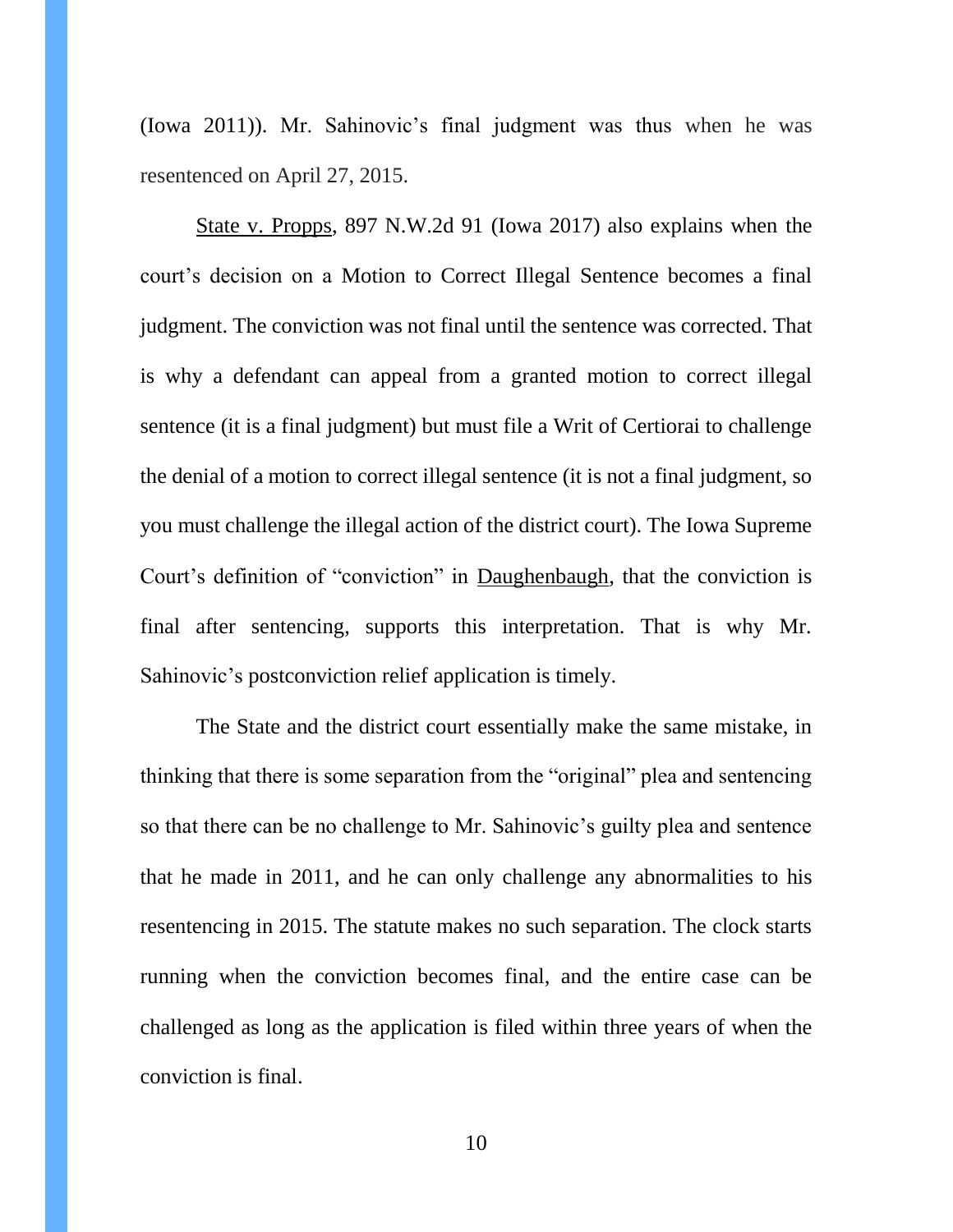(Iowa 2011)). Mr. Sahinovic's final judgment was thus when he was resentenced on April 27, 2015.

State v. Propps, 897 N.W.2d 91 (Iowa 2017) also explains when the court's decision on a Motion to Correct Illegal Sentence becomes a final judgment. The conviction was not final until the sentence was corrected. That is why a defendant can appeal from a granted motion to correct illegal sentence (it is a final judgment) but must file a Writ of Certiorai to challenge the denial of a motion to correct illegal sentence (it is not a final judgment, so you must challenge the illegal action of the district court). The Iowa Supreme Court's definition of "conviction" in Daughenbaugh, that the conviction is final after sentencing, supports this interpretation. That is why Mr. Sahinovic's postconviction relief application is timely.

The State and the district court essentially make the same mistake, in thinking that there is some separation from the "original" plea and sentencing so that there can be no challenge to Mr. Sahinovic's guilty plea and sentence that he made in 2011, and he can only challenge any abnormalities to his resentencing in 2015. The statute makes no such separation. The clock starts running when the conviction becomes final, and the entire case can be challenged as long as the application is filed within three years of when the conviction is final.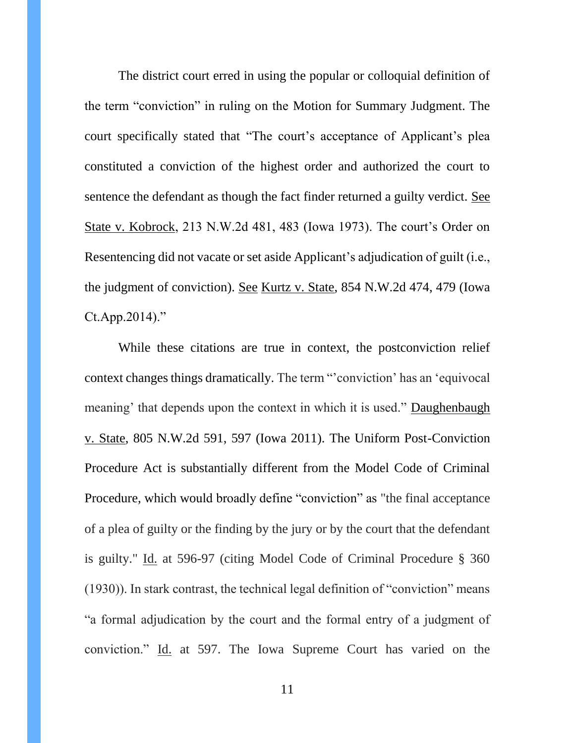The district court erred in using the popular or colloquial definition of the term "conviction" in ruling on the Motion for Summary Judgment. The court specifically stated that "The court's acceptance of Applicant's plea constituted a conviction of the highest order and authorized the court to sentence the defendant as though the fact finder returned a guilty verdict. See State v. Kobrock, 213 N.W.2d 481, 483 (Iowa 1973). The court's Order on Resentencing did not vacate or set aside Applicant's adjudication of guilt (i.e., the judgment of conviction). See Kurtz v. State, 854 N.W.2d 474, 479 (Iowa Ct.App.2014)."

While these citations are true in context, the postconviction relief context changes things dramatically. The term "'conviction' has an 'equivocal meaning' that depends upon the context in which it is used." Daughenbaugh v. State, 805 N.W.2d 591, 597 (Iowa 2011). The Uniform Post-Conviction Procedure Act is substantially different from the Model Code of Criminal Procedure, which would broadly define "conviction" as "the final acceptance of a plea of guilty or the finding by the jury or by the court that the defendant is guilty." Id. at 596-97 (citing Model Code of Criminal Procedure § 360 (1930)). In stark contrast, the technical legal definition of "conviction" means "a formal adjudication by the court and the formal entry of a judgment of conviction." Id. at 597. The Iowa Supreme Court has varied on the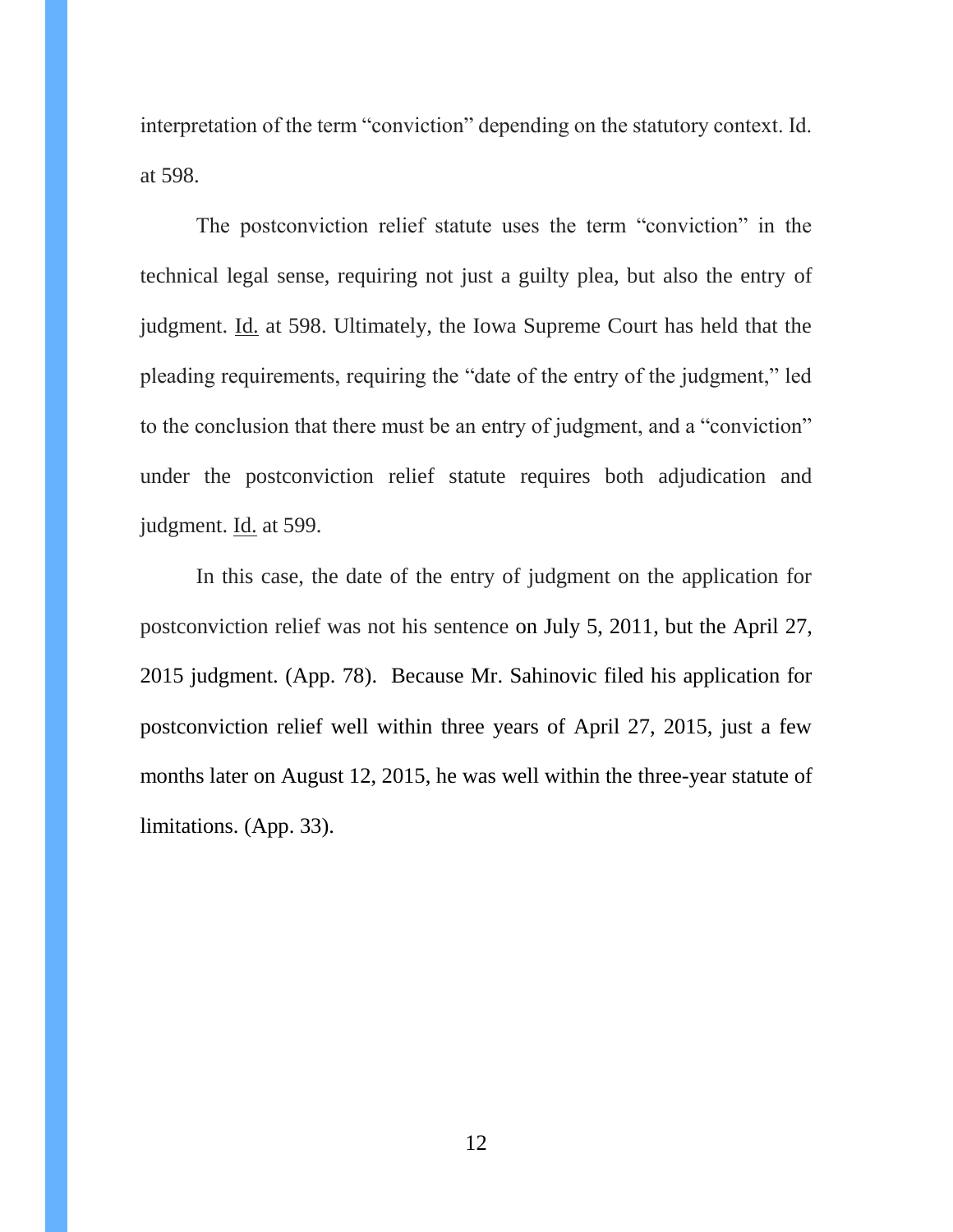interpretation of the term "conviction" depending on the statutory context. Id. at 598.

The postconviction relief statute uses the term "conviction" in the technical legal sense, requiring not just a guilty plea, but also the entry of judgment. Id. at 598. Ultimately, the Iowa Supreme Court has held that the pleading requirements, requiring the "date of the entry of the judgment," led to the conclusion that there must be an entry of judgment, and a "conviction" under the postconviction relief statute requires both adjudication and judgment. Id. at 599.

In this case, the date of the entry of judgment on the application for postconviction relief was not his sentence on July 5, 2011, but the April 27, 2015 judgment. (App. 78). Because Mr. Sahinovic filed his application for postconviction relief well within three years of April 27, 2015, just a few months later on August 12, 2015, he was well within the three-year statute of limitations. (App. 33).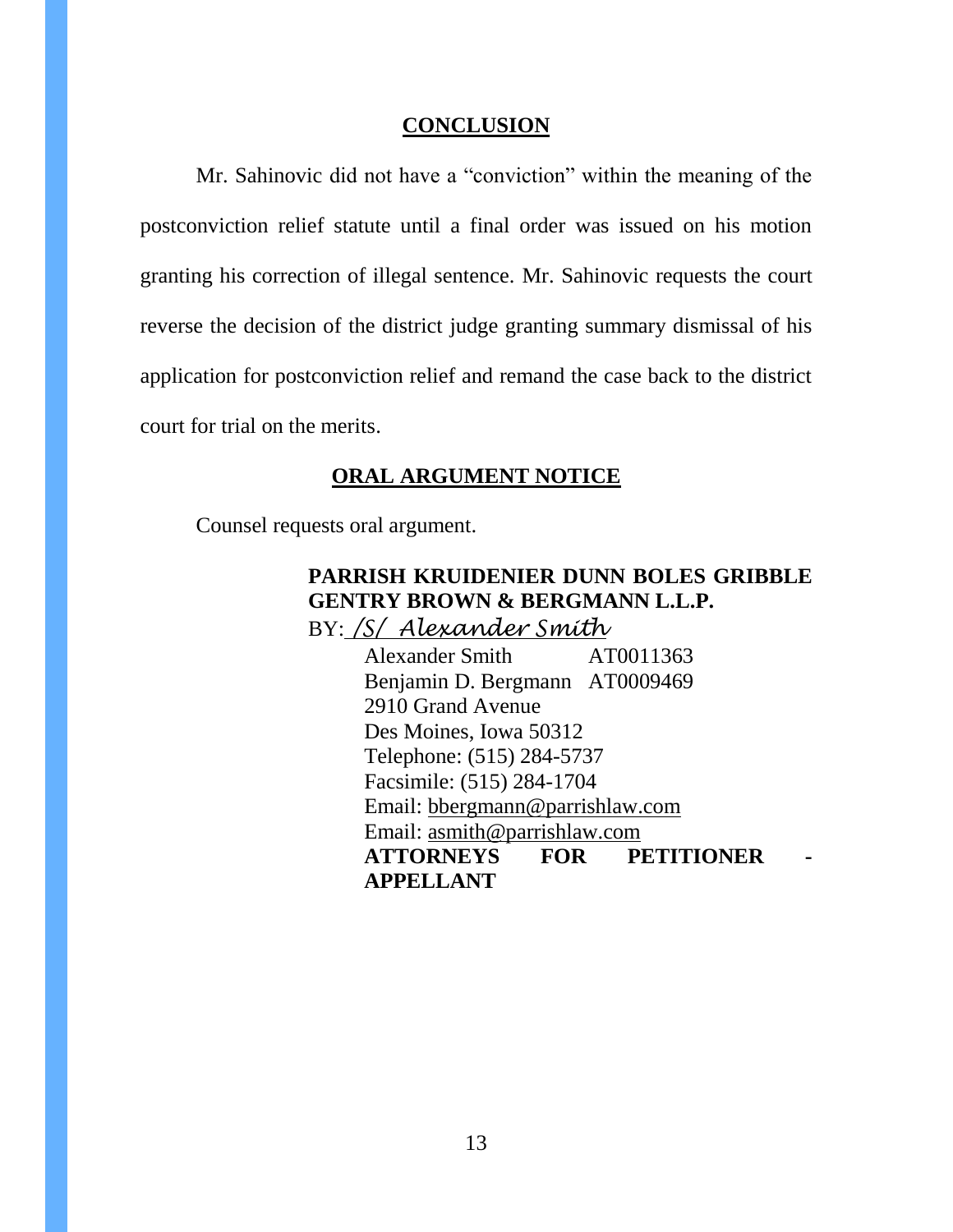## CONCLUSION

Mr. Sahinovic did not have a "conviction" within the meaning of the postconviction relief statute until a final order was issued on his motion granting his correction of illegal sentence. Mr. Sahinovic requests the court reverse the decision of the district judge granting summary dismissal of his application for postconviction relief and remand the case back to the district court for trial on the merits.

## ORAL ARGUMENT NOTICE

Counsel requests oral argument.

**PARRISH KRUIDENIER DUNN BOLES GRIBBLE GENTRY BROWN & BERGMANN L.L.P.**

BY: */S/ Alexander Smith*

Alexander Smith AT0011363
Benjamin D. Bergmann AT0009469
2910 Grand Avenue
Des Moines, Iowa 50312
Telephone: (515) 284-5737
Facsimile: (515) 284-1704
Email: bbergmann@parrishlaw.com
Email: asmith@parrishlaw.com
**ATTORNEYS FOR PETITIONER - APPELLANT**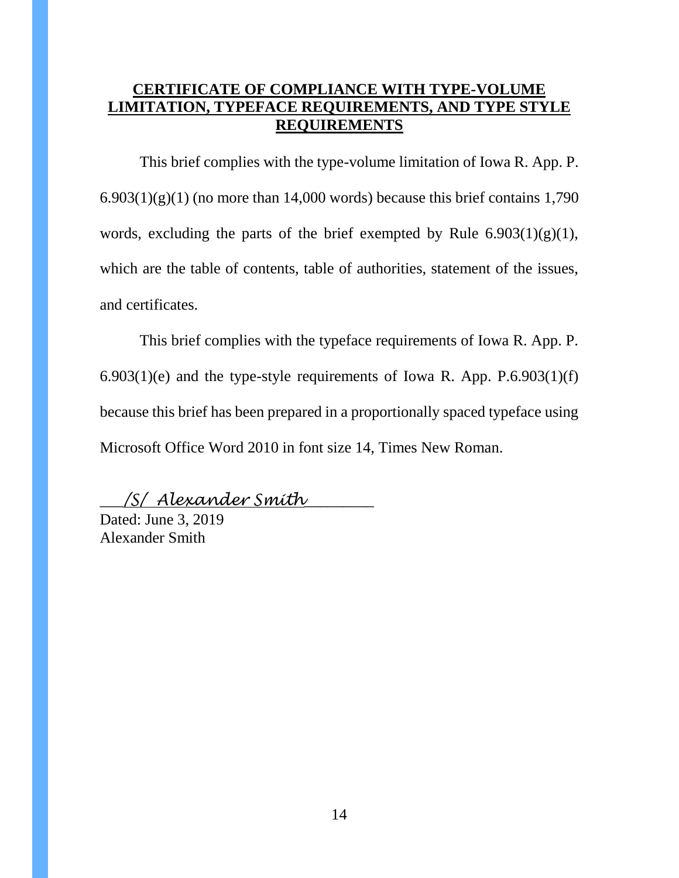**CERTIFICATE OF COMPLIANCE WITH TYPE-VOLUME LIMITATION, TYPEFACE REQUIREMENTS, AND TYPE STYLE REQUIREMENTS**

This brief complies with the type-volume limitation of Iowa R. App. P. 6.903(1)(g)(1) (no more than 14,000 words) because this brief contains 1,790 words, excluding the parts of the brief exempted by Rule 6.903(1)(g)(1), which are the table of contents, table of authorities, statement of the issues, and certificates.

This brief complies with the typeface requirements of Iowa R. App. P. 6.903(1)(e) and the type-style requirements of Iowa R. App. P.6.903(1)(f) because this brief has been prepared in a proportionally spaced typeface using Microsoft Office Word 2010 in font size 14, Times New Roman.

___/S/ Alexander Smith________
Dated: June 3, 2019
Alexander Smith